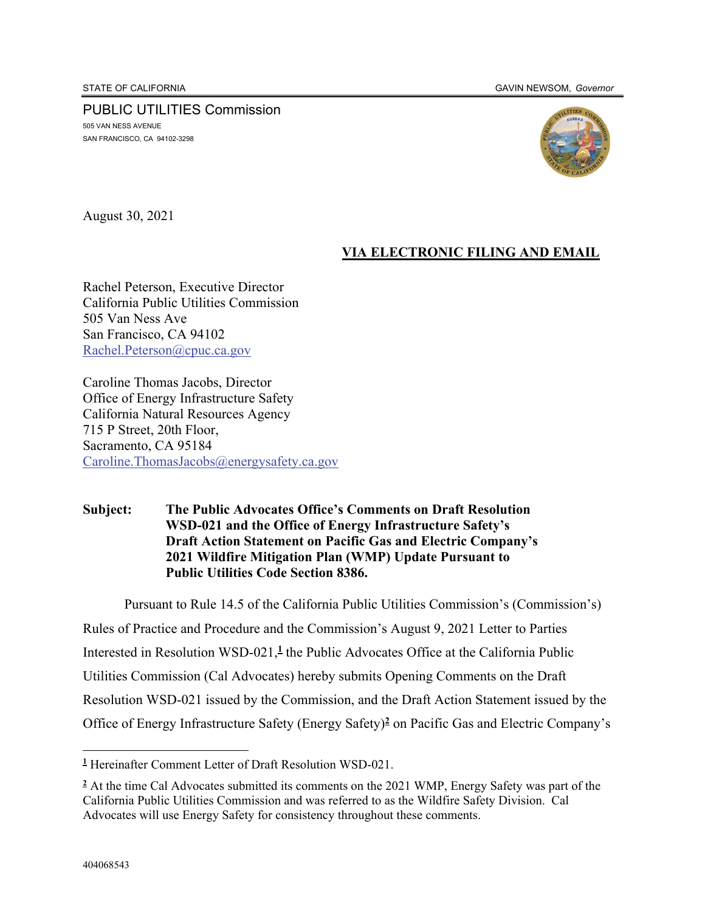STATE OF CALIFORNIA GAVIN NEWSOM, *Governor*

PUBLIC UTILITIES Commission
505 VAN NESS AVENUE
SAN FRANCISCO, CA 94102-3298

August 30, 2021

**VIA ELECTRONIC FILING AND EMAIL**

Rachel Peterson, Executive Director
California Public Utilities Commission
505 Van Ness Ave
San Francisco, CA 94102
Rachel.Peterson@cpuc.ca.gov

Caroline Thomas Jacobs, Director
Office of Energy Infrastructure Safety
California Natural Resources Agency
715 P Street, 20th Floor,
Sacramento, CA 95184
Caroline.ThomasJacobs@energysafety.ca.gov

**Subject: The Public Advocates Office's Comments on Draft Resolution WSD-021 and the Office of Energy Infrastructure Safety's Draft Action Statement on Pacific Gas and Electric Company's 2021 Wildfire Mitigation Plan (WMP) Update Pursuant to Public Utilities Code Section 8386.**

Pursuant to Rule 14.5 of the California Public Utilities Commission's (Commission's) Rules of Practice and Procedure and the Commission's August 9, 2021 Letter to Parties Interested in Resolution WSD-021,[1] the Public Advocates Office at the California Public Utilities Commission (Cal Advocates) hereby submits Opening Comments on the Draft Resolution WSD-021 issued by the Commission, and the Draft Action Statement issued by the Office of Energy Infrastructure Safety (Energy Safety)[2] on Pacific Gas and Electric Company's

---

[1] Hereinafter Comment Letter of Draft Resolution WSD-021.

[2] At the time Cal Advocates submitted its comments on the 2021 WMP, Energy Safety was part of the California Public Utilities Commission and was referred to as the Wildfire Safety Division. Cal Advocates will use Energy Safety for consistency throughout these comments.

404068543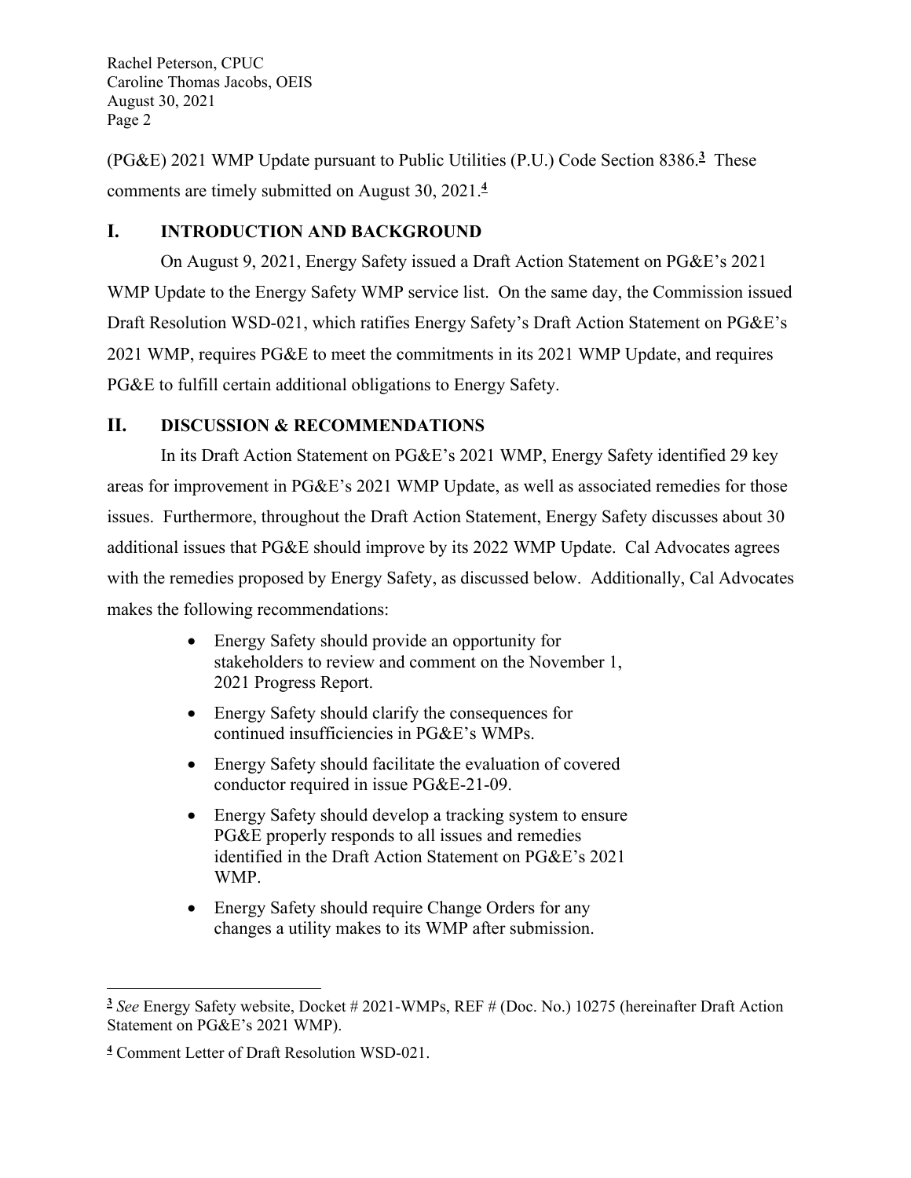(PG&E) 2021 WMP Update pursuant to Public Utilities (P.U.) Code Section 8386.[3] These comments are timely submitted on August 30, 2021.[4]

## I. INTRODUCTION AND BACKGROUND

On August 9, 2021, Energy Safety issued a Draft Action Statement on PG&E's 2021 WMP Update to the Energy Safety WMP service list. On the same day, the Commission issued Draft Resolution WSD-021, which ratifies Energy Safety's Draft Action Statement on PG&E's 2021 WMP, requires PG&E to meet the commitments in its 2021 WMP Update, and requires PG&E to fulfill certain additional obligations to Energy Safety.

## II. DISCUSSION & RECOMMENDATIONS

In its Draft Action Statement on PG&E's 2021 WMP, Energy Safety identified 29 key areas for improvement in PG&E's 2021 WMP Update, as well as associated remedies for those issues. Furthermore, throughout the Draft Action Statement, Energy Safety discusses about 30 additional issues that PG&E should improve by its 2022 WMP Update. Cal Advocates agrees with the remedies proposed by Energy Safety, as discussed below. Additionally, Cal Advocates makes the following recommendations:

- Energy Safety should provide an opportunity for stakeholders to review and comment on the November 1, 2021 Progress Report.
- Energy Safety should clarify the consequences for continued insufficiencies in PG&E's WMPs.
- Energy Safety should facilitate the evaluation of covered conductor required in issue PG&E-21-09.
- Energy Safety should develop a tracking system to ensure PG&E properly responds to all issues and remedies identified in the Draft Action Statement on PG&E's 2021 WMP.
- Energy Safety should require Change Orders for any changes a utility makes to its WMP after submission.

---

[3] *See* Energy Safety website, Docket # 2021-WMPs, REF # (Doc. No.) 10275 (hereinafter Draft Action Statement on PG&E's 2021 WMP).

[4] Comment Letter of Draft Resolution WSD-021.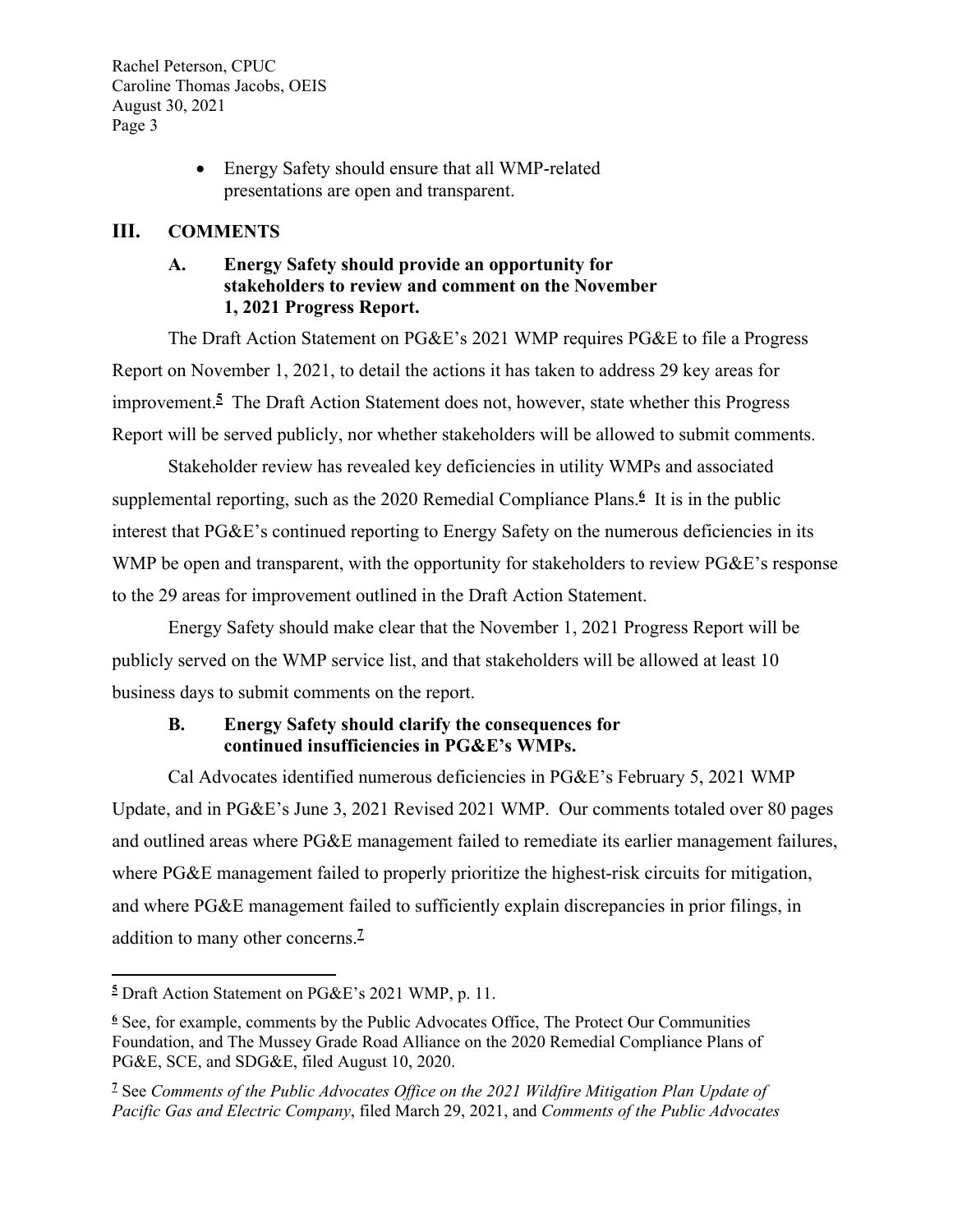- Energy Safety should ensure that all WMP-related presentations are open and transparent.

## III. COMMENTS

### A. Energy Safety should provide an opportunity for stakeholders to review and comment on the November 1, 2021 Progress Report.

The Draft Action Statement on PG&E's 2021 WMP requires PG&E to file a Progress Report on November 1, 2021, to detail the actions it has taken to address 29 key areas for improvement.[5] The Draft Action Statement does not, however, state whether this Progress Report will be served publicly, nor whether stakeholders will be allowed to submit comments.

Stakeholder review has revealed key deficiencies in utility WMPs and associated supplemental reporting, such as the 2020 Remedial Compliance Plans.[6] It is in the public interest that PG&E's continued reporting to Energy Safety on the numerous deficiencies in its WMP be open and transparent, with the opportunity for stakeholders to review PG&E's response to the 29 areas for improvement outlined in the Draft Action Statement.

Energy Safety should make clear that the November 1, 2021 Progress Report will be publicly served on the WMP service list, and that stakeholders will be allowed at least 10 business days to submit comments on the report.

### B. Energy Safety should clarify the consequences for continued insufficiencies in PG&E's WMPs.

Cal Advocates identified numerous deficiencies in PG&E's February 5, 2021 WMP Update, and in PG&E's June 3, 2021 Revised 2021 WMP. Our comments totaled over 80 pages and outlined areas where PG&E management failed to remediate its earlier management failures, where PG&E management failed to properly prioritize the highest-risk circuits for mitigation, and where PG&E management failed to sufficiently explain discrepancies in prior filings, in addition to many other concerns.[7]

---

[5] Draft Action Statement on PG&E's 2021 WMP, p. 11.

[6] See, for example, comments by the Public Advocates Office, The Protect Our Communities Foundation, and The Mussey Grade Road Alliance on the 2020 Remedial Compliance Plans of PG&E, SCE, and SDG&E, filed August 10, 2020.

[7] See *Comments of the Public Advocates Office on the 2021 Wildfire Mitigation Plan Update of Pacific Gas and Electric Company*, filed March 29, 2021, and *Comments of the Public Advocates*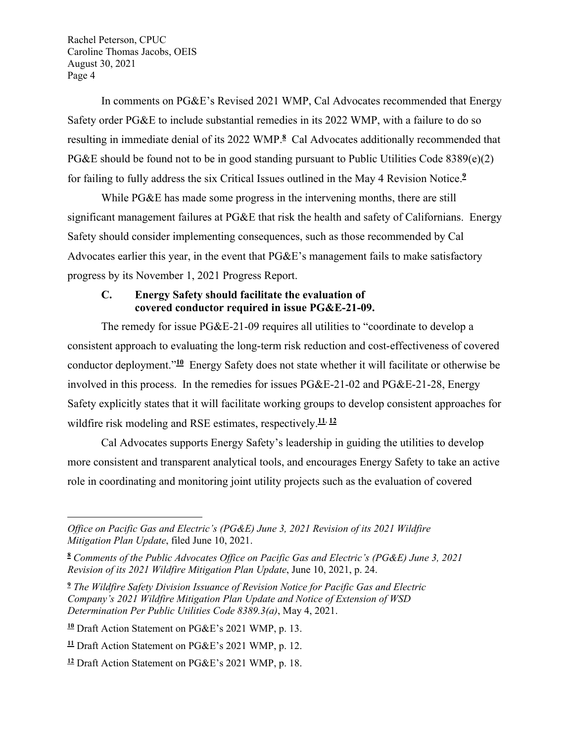In comments on PG&E's Revised 2021 WMP, Cal Advocates recommended that Energy Safety order PG&E to include substantial remedies in its 2022 WMP, with a failure to do so resulting in immediate denial of its 2022 WMP.[8] Cal Advocates additionally recommended that PG&E should be found not to be in good standing pursuant to Public Utilities Code 8389(e)(2) for failing to fully address the six Critical Issues outlined in the May 4 Revision Notice.[9]

While PG&E has made some progress in the intervening months, there are still significant management failures at PG&E that risk the health and safety of Californians. Energy Safety should consider implementing consequences, such as those recommended by Cal Advocates earlier this year, in the event that PG&E's management fails to make satisfactory progress by its November 1, 2021 Progress Report.

### C. Energy Safety should facilitate the evaluation of covered conductor required in issue PG&E-21-09.

The remedy for issue PG&E-21-09 requires all utilities to "coordinate to develop a consistent approach to evaluating the long-term risk reduction and cost-effectiveness of covered conductor deployment."[10] Energy Safety does not state whether it will facilitate or otherwise be involved in this process. In the remedies for issues PG&E-21-02 and PG&E-21-28, Energy Safety explicitly states that it will facilitate working groups to develop consistent approaches for wildfire risk modeling and RSE estimates, respectively.[11, 12]

Cal Advocates supports Energy Safety's leadership in guiding the utilities to develop more consistent and transparent analytical tools, and encourages Energy Safety to take an active role in coordinating and monitoring joint utility projects such as the evaluation of covered

---

*Office on Pacific Gas and Electric's (PG&E) June 3, 2021 Revision of its 2021 Wildfire Mitigation Plan Update*, filed June 10, 2021.

[8] *Comments of the Public Advocates Office on Pacific Gas and Electric's (PG&E) June 3, 2021 Revision of its 2021 Wildfire Mitigation Plan Update*, June 10, 2021, p. 24.

[9] *The Wildfire Safety Division Issuance of Revision Notice for Pacific Gas and Electric Company's 2021 Wildfire Mitigation Plan Update and Notice of Extension of WSD Determination Per Public Utilities Code 8389.3(a)*, May 4, 2021.

[10] Draft Action Statement on PG&E's 2021 WMP, p. 13.

[11] Draft Action Statement on PG&E's 2021 WMP, p. 12.

[12] Draft Action Statement on PG&E's 2021 WMP, p. 18.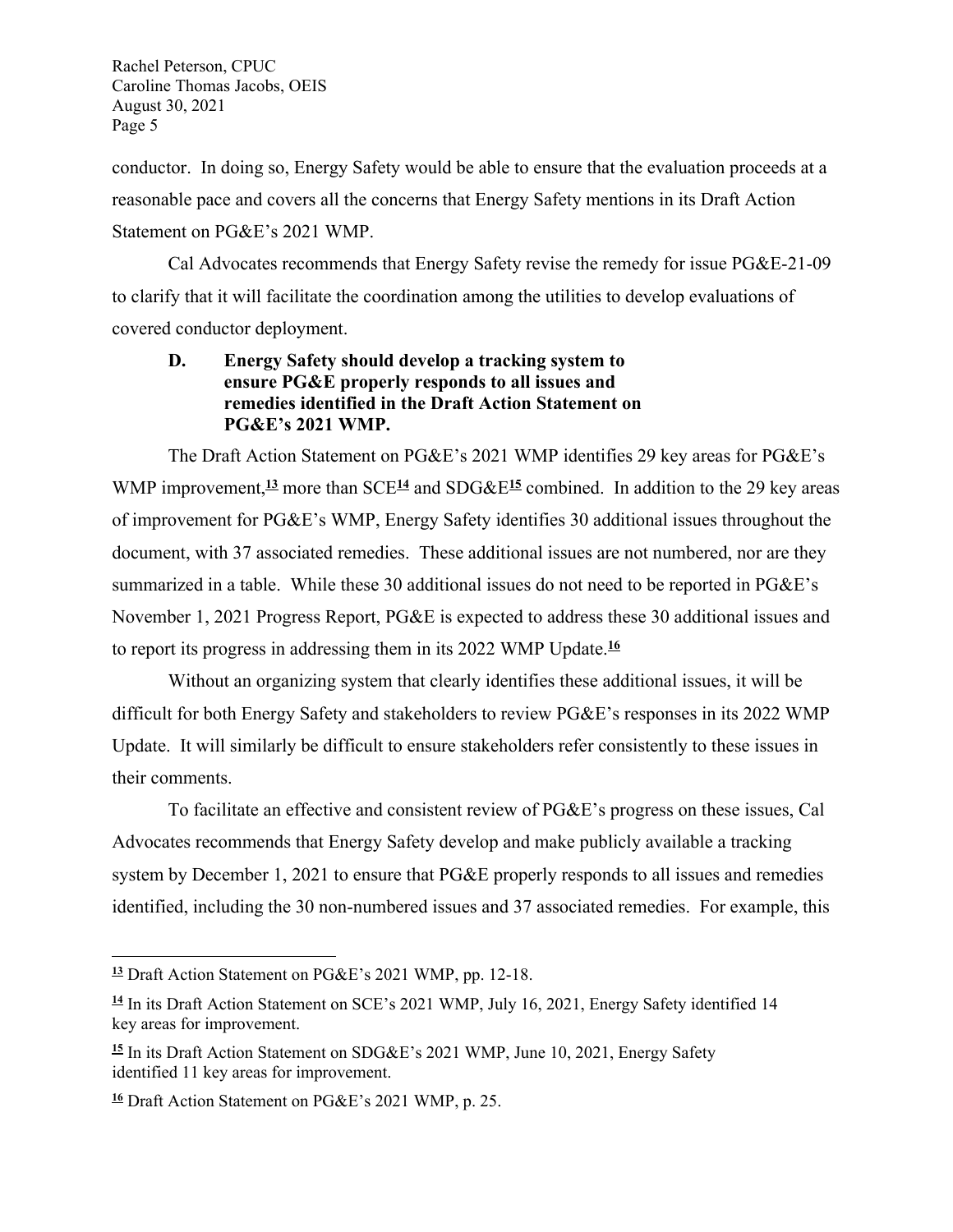conductor. In doing so, Energy Safety would be able to ensure that the evaluation proceeds at a reasonable pace and covers all the concerns that Energy Safety mentions in its Draft Action Statement on PG&E's 2021 WMP.

Cal Advocates recommends that Energy Safety revise the remedy for issue PG&E-21-09 to clarify that it will facilitate the coordination among the utilities to develop evaluations of covered conductor deployment.

### D. Energy Safety should develop a tracking system to ensure PG&E properly responds to all issues and remedies identified in the Draft Action Statement on PG&E's 2021 WMP.

The Draft Action Statement on PG&E's 2021 WMP identifies 29 key areas for PG&E's WMP improvement,[13] more than SCE[14] and SDG&E[15] combined. In addition to the 29 key areas of improvement for PG&E's WMP, Energy Safety identifies 30 additional issues throughout the document, with 37 associated remedies. These additional issues are not numbered, nor are they summarized in a table. While these 30 additional issues do not need to be reported in PG&E's November 1, 2021 Progress Report, PG&E is expected to address these 30 additional issues and to report its progress in addressing them in its 2022 WMP Update.[16]

Without an organizing system that clearly identifies these additional issues, it will be difficult for both Energy Safety and stakeholders to review PG&E's responses in its 2022 WMP Update. It will similarly be difficult to ensure stakeholders refer consistently to these issues in their comments.

To facilitate an effective and consistent review of PG&E's progress on these issues, Cal Advocates recommends that Energy Safety develop and make publicly available a tracking system by December 1, 2021 to ensure that PG&E properly responds to all issues and remedies identified, including the 30 non-numbered issues and 37 associated remedies. For example, this

---

[13] Draft Action Statement on PG&E's 2021 WMP, pp. 12-18.

[14] In its Draft Action Statement on SCE's 2021 WMP, July 16, 2021, Energy Safety identified 14 key areas for improvement.

[15] In its Draft Action Statement on SDG&E's 2021 WMP, June 10, 2021, Energy Safety identified 11 key areas for improvement.

[16] Draft Action Statement on PG&E's 2021 WMP, p. 25.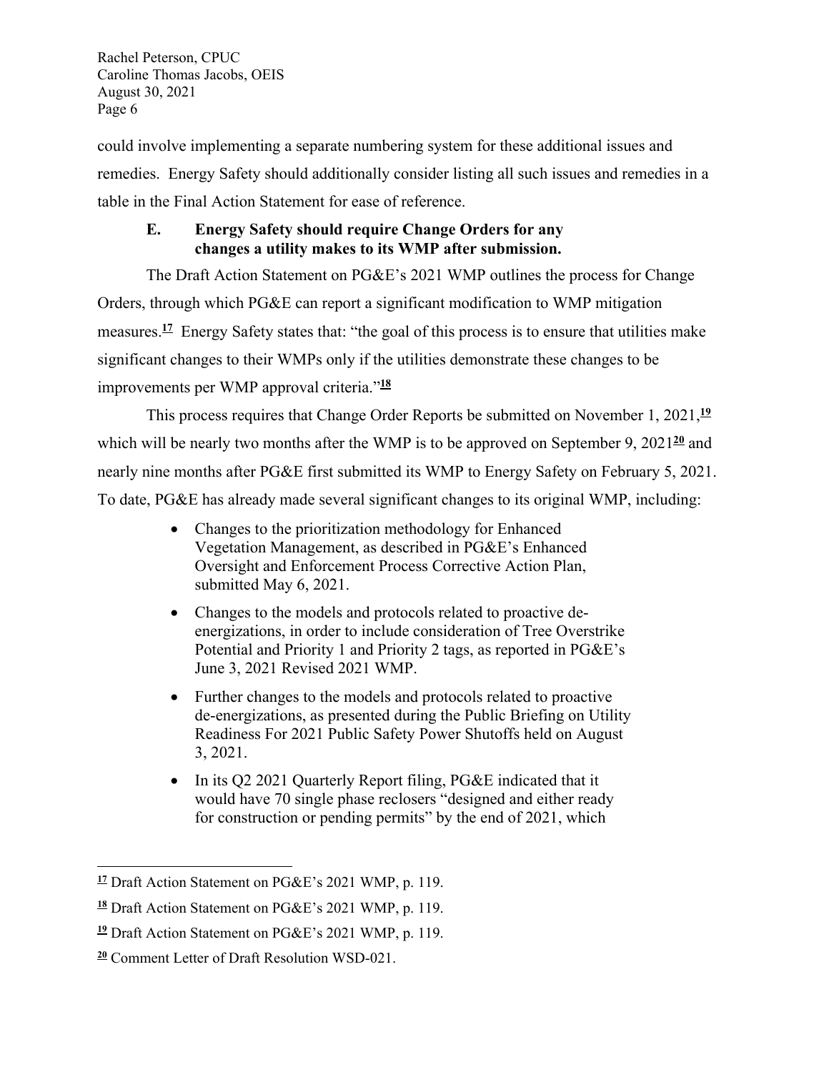could involve implementing a separate numbering system for these additional issues and remedies. Energy Safety should additionally consider listing all such issues and remedies in a table in the Final Action Statement for ease of reference.

### E. Energy Safety should require Change Orders for any changes a utility makes to its WMP after submission.

The Draft Action Statement on PG&E's 2021 WMP outlines the process for Change Orders, through which PG&E can report a significant modification to WMP mitigation measures.[17] Energy Safety states that: "the goal of this process is to ensure that utilities make significant changes to their WMPs only if the utilities demonstrate these changes to be improvements per WMP approval criteria."[18]

This process requires that Change Order Reports be submitted on November 1, 2021,[19] which will be nearly two months after the WMP is to be approved on September 9, 2021[20] and nearly nine months after PG&E first submitted its WMP to Energy Safety on February 5, 2021. To date, PG&E has already made several significant changes to its original WMP, including:

- Changes to the prioritization methodology for Enhanced Vegetation Management, as described in PG&E's Enhanced Oversight and Enforcement Process Corrective Action Plan, submitted May 6, 2021.
- Changes to the models and protocols related to proactive de-energizations, in order to include consideration of Tree Overstrike Potential and Priority 1 and Priority 2 tags, as reported in PG&E's June 3, 2021 Revised 2021 WMP.
- Further changes to the models and protocols related to proactive de-energizations, as presented during the Public Briefing on Utility Readiness For 2021 Public Safety Power Shutoffs held on August 3, 2021.
- In its Q2 2021 Quarterly Report filing, PG&E indicated that it would have 70 single phase reclosers "designed and either ready for construction or pending permits" by the end of 2021, which

---

[17] Draft Action Statement on PG&E's 2021 WMP, p. 119.

[18] Draft Action Statement on PG&E's 2021 WMP, p. 119.

[19] Draft Action Statement on PG&E's 2021 WMP, p. 119.

[20] Comment Letter of Draft Resolution WSD-021.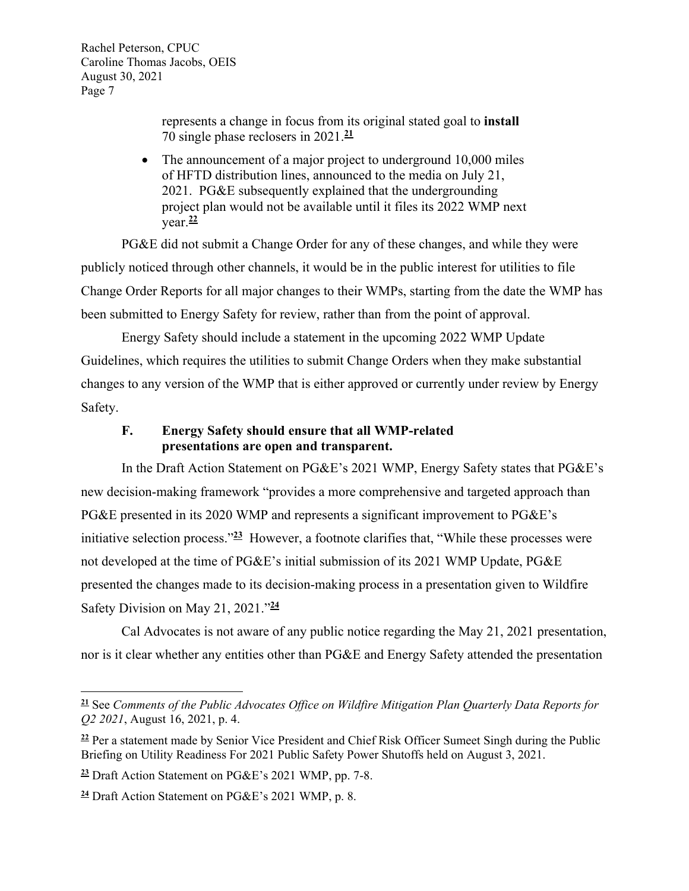represents a change in focus from its original stated goal to **install** 70 single phase reclosers in 2021.[21]

- The announcement of a major project to underground 10,000 miles of HFTD distribution lines, announced to the media on July 21, 2021. PG&E subsequently explained that the undergrounding project plan would not be available until it files its 2022 WMP next year.[22]

PG&E did not submit a Change Order for any of these changes, and while they were publicly noticed through other channels, it would be in the public interest for utilities to file Change Order Reports for all major changes to their WMPs, starting from the date the WMP has been submitted to Energy Safety for review, rather than from the point of approval.

Energy Safety should include a statement in the upcoming 2022 WMP Update Guidelines, which requires the utilities to submit Change Orders when they make substantial changes to any version of the WMP that is either approved or currently under review by Energy Safety.

### F. Energy Safety should ensure that all WMP-related presentations are open and transparent.

In the Draft Action Statement on PG&E's 2021 WMP, Energy Safety states that PG&E's new decision-making framework "provides a more comprehensive and targeted approach than PG&E presented in its 2020 WMP and represents a significant improvement to PG&E's initiative selection process."[23] However, a footnote clarifies that, "While these processes were not developed at the time of PG&E's initial submission of its 2021 WMP Update, PG&E presented the changes made to its decision-making process in a presentation given to Wildfire Safety Division on May 21, 2021."[24]

Cal Advocates is not aware of any public notice regarding the May 21, 2021 presentation, nor is it clear whether any entities other than PG&E and Energy Safety attended the presentation

---

[21] See *Comments of the Public Advocates Office on Wildfire Mitigation Plan Quarterly Data Reports for Q2 2021*, August 16, 2021, p. 4.

[22] Per a statement made by Senior Vice President and Chief Risk Officer Sumeet Singh during the Public Briefing on Utility Readiness For 2021 Public Safety Power Shutoffs held on August 3, 2021.

[23] Draft Action Statement on PG&E's 2021 WMP, pp. 7-8.

[24] Draft Action Statement on PG&E's 2021 WMP, p. 8.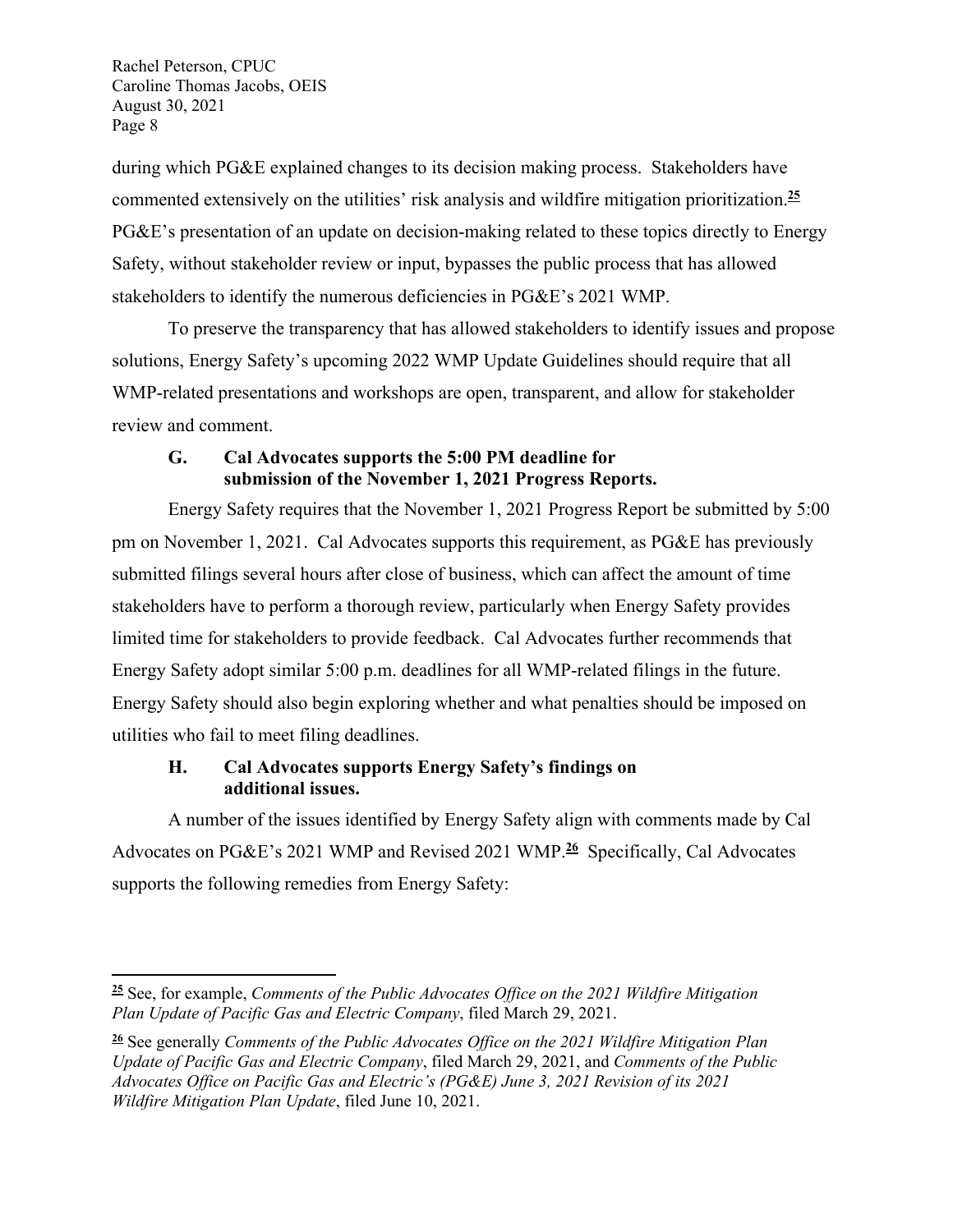during which PG&E explained changes to its decision making process. Stakeholders have commented extensively on the utilities' risk analysis and wildfire mitigation prioritization.[25] PG&E's presentation of an update on decision-making related to these topics directly to Energy Safety, without stakeholder review or input, bypasses the public process that has allowed stakeholders to identify the numerous deficiencies in PG&E's 2021 WMP.

To preserve the transparency that has allowed stakeholders to identify issues and propose solutions, Energy Safety's upcoming 2022 WMP Update Guidelines should require that all WMP-related presentations and workshops are open, transparent, and allow for stakeholder review and comment.

### G. Cal Advocates supports the 5:00 PM deadline for submission of the November 1, 2021 Progress Reports.

Energy Safety requires that the November 1, 2021 Progress Report be submitted by 5:00 pm on November 1, 2021. Cal Advocates supports this requirement, as PG&E has previously submitted filings several hours after close of business, which can affect the amount of time stakeholders have to perform a thorough review, particularly when Energy Safety provides limited time for stakeholders to provide feedback. Cal Advocates further recommends that Energy Safety adopt similar 5:00 p.m. deadlines for all WMP-related filings in the future. Energy Safety should also begin exploring whether and what penalties should be imposed on utilities who fail to meet filing deadlines.

### H. Cal Advocates supports Energy Safety's findings on additional issues.

A number of the issues identified by Energy Safety align with comments made by Cal Advocates on PG&E's 2021 WMP and Revised 2021 WMP.[26] Specifically, Cal Advocates supports the following remedies from Energy Safety:

---

[25] See, for example, *Comments of the Public Advocates Office on the 2021 Wildfire Mitigation Plan Update of Pacific Gas and Electric Company*, filed March 29, 2021.

[26] See generally *Comments of the Public Advocates Office on the 2021 Wildfire Mitigation Plan Update of Pacific Gas and Electric Company*, filed March 29, 2021, and *Comments of the Public Advocates Office on Pacific Gas and Electric's (PG&E) June 3, 2021 Revision of its 2021 Wildfire Mitigation Plan Update*, filed June 10, 2021.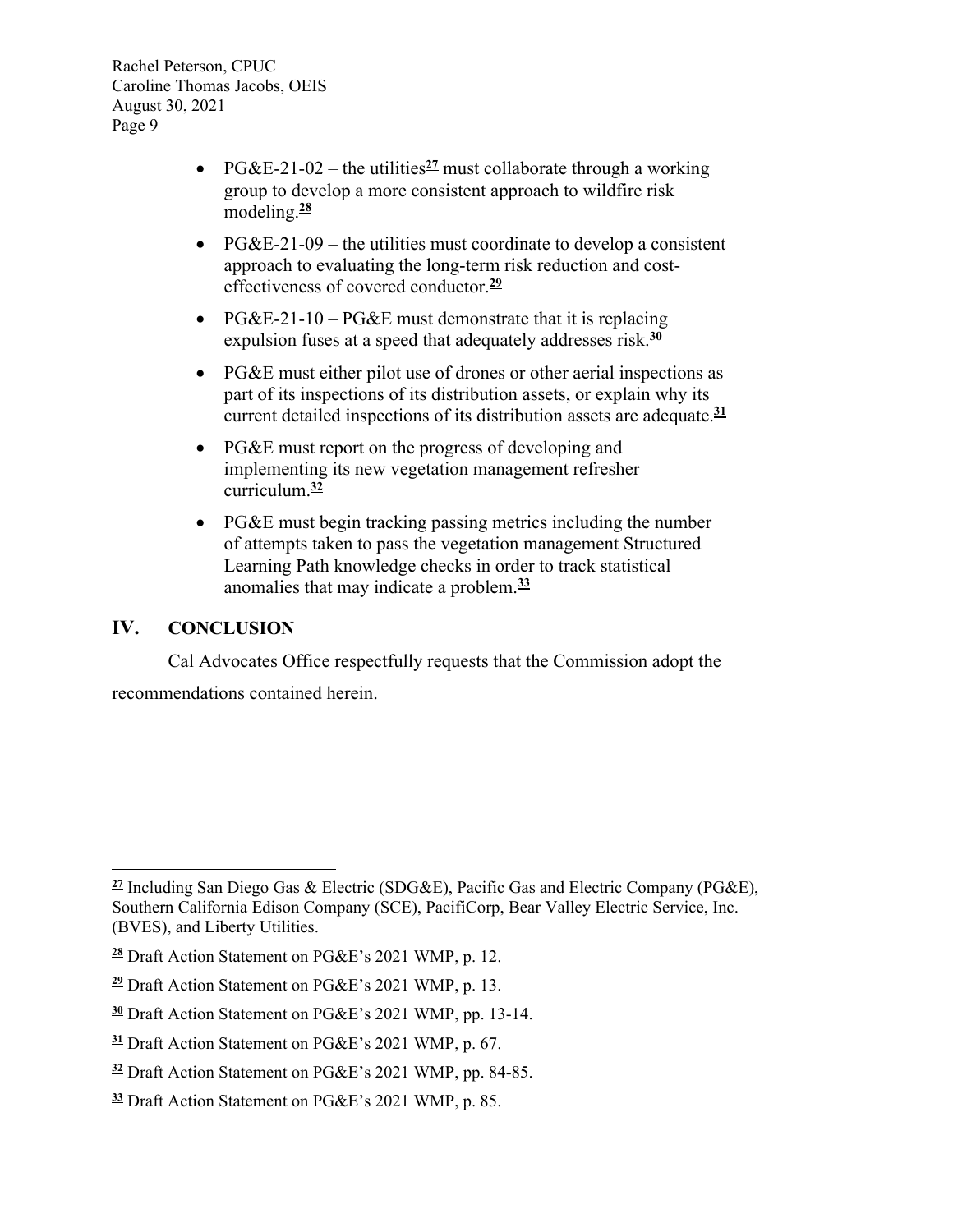- PG&E-21-02 – the utilities[27] must collaborate through a working group to develop a more consistent approach to wildfire risk modeling.[28]
- PG&E-21-09 – the utilities must coordinate to develop a consistent approach to evaluating the long-term risk reduction and cost-effectiveness of covered conductor.[29]
- PG&E-21-10 – PG&E must demonstrate that it is replacing expulsion fuses at a speed that adequately addresses risk.[30]
- PG&E must either pilot use of drones or other aerial inspections as part of its inspections of its distribution assets, or explain why its current detailed inspections of its distribution assets are adequate.[31]
- PG&E must report on the progress of developing and implementing its new vegetation management refresher curriculum.[32]
- PG&E must begin tracking passing metrics including the number of attempts taken to pass the vegetation management Structured Learning Path knowledge checks in order to track statistical anomalies that may indicate a problem.[33]

## IV. CONCLUSION

Cal Advocates Office respectfully requests that the Commission adopt the recommendations contained herein.

---

[27] Including San Diego Gas & Electric (SDG&E), Pacific Gas and Electric Company (PG&E), Southern California Edison Company (SCE), PacifiCorp, Bear Valley Electric Service, Inc. (BVES), and Liberty Utilities.

[28] Draft Action Statement on PG&E's 2021 WMP, p. 12.

[29] Draft Action Statement on PG&E's 2021 WMP, p. 13.

[30] Draft Action Statement on PG&E's 2021 WMP, pp. 13-14.

[31] Draft Action Statement on PG&E's 2021 WMP, p. 67.

[32] Draft Action Statement on PG&E's 2021 WMP, pp. 84-85.

[33] Draft Action Statement on PG&E's 2021 WMP, p. 85.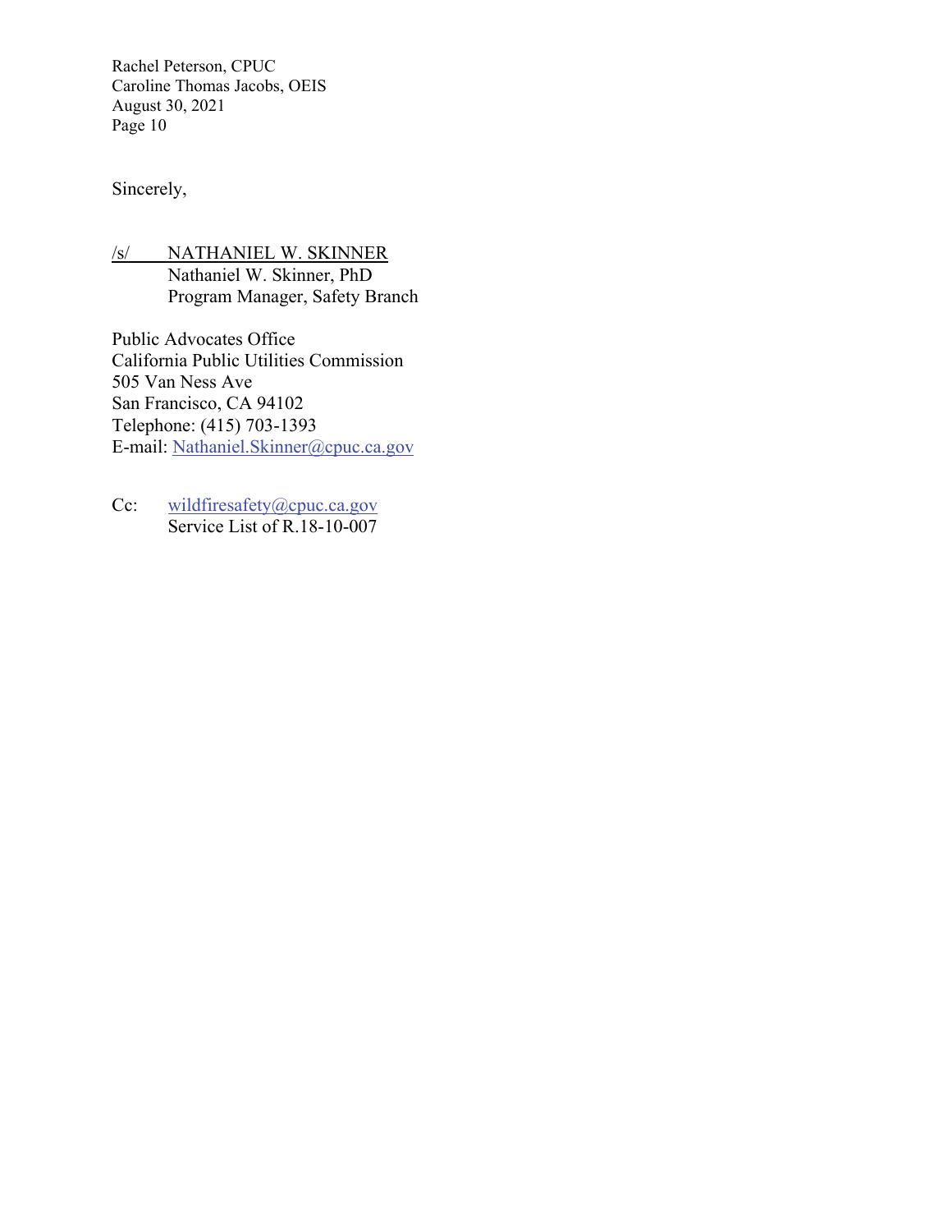Sincerely,

/s/ NATHANIEL W. SKINNER
Nathaniel W. Skinner, PhD
Program Manager, Safety Branch

Public Advocates Office
California Public Utilities Commission
505 Van Ness Ave
San Francisco, CA 94102
Telephone: (415) 703-1393
E-mail: Nathaniel.Skinner@cpuc.ca.gov

Cc: wildfiresafety@cpuc.ca.gov
Service List of R.18-10-007